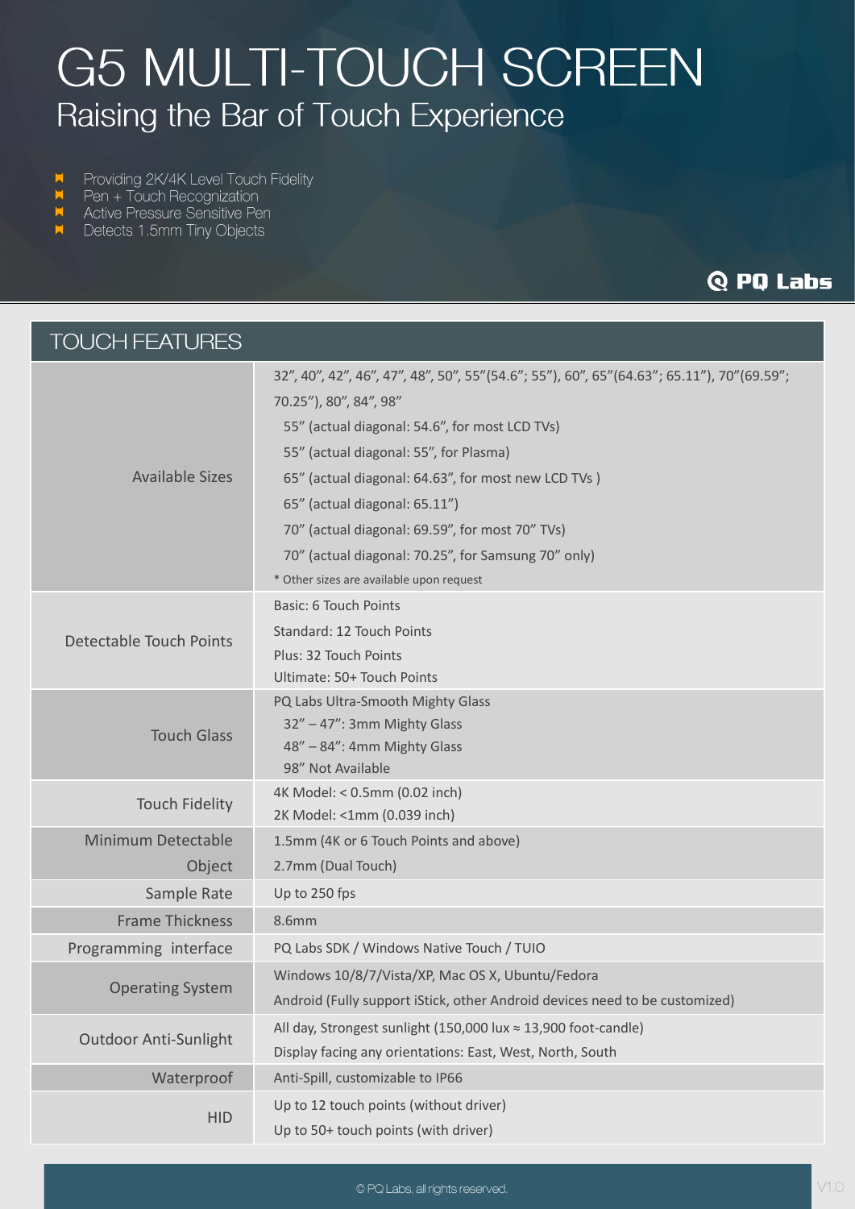# G5 MULTI-TOUCH SCREEN

## Raising the Bar of Touch Experience

- Providing 2K/4K Level Touch Fidelity
- Pen + Touch Recognization
- Active Pressure Sensitive Pen
- Detects 1.5mm Tiny Objects

PQ Labs

| TOUCH FEATURES | |
|---|---|
| Available Sizes | 32", 40", 42", 46", 47", 48", 50", 55"(54.6"; 55"), 60", 65"(64.63"; 65.11"), 70"(69.59"; 70.25"), 80", 84", 98"<br>55" (actual diagonal: 54.6", for most LCD TVs)<br>55" (actual diagonal: 55", for Plasma)<br>65" (actual diagonal: 64.63", for most new LCD TVs )<br>65" (actual diagonal: 65.11")<br>70" (actual diagonal: 69.59", for most 70" TVs)<br>70" (actual diagonal: 70.25", for Samsung 70" only)<br>* Other sizes are available upon request |
| Detectable Touch Points | Basic: 6 Touch Points<br>Standard: 12 Touch Points<br>Plus: 32 Touch Points<br>Ultimate: 50+ Touch Points |
| Touch Glass | PQ Labs Ultra-Smooth Mighty Glass<br>32" – 47": 3mm Mighty Glass<br>48" – 84": 4mm Mighty Glass<br>98" Not Available |
| Touch Fidelity | 4K Model: < 0.5mm (0.02 inch)<br>2K Model: <1mm (0.039 inch) |
| Minimum Detectable Object | 1.5mm (4K or 6 Touch Points and above)<br>2.7mm (Dual Touch) |
| Sample Rate | Up to 250 fps |
| Frame Thickness | 8.6mm |
| Programming interface | PQ Labs SDK / Windows Native Touch / TUIO |
| Operating System | Windows 10/8/7/Vista/XP, Mac OS X, Ubuntu/Fedora<br>Android (Fully support iStick, other Android devices need to be customized) |
| Outdoor Anti-Sunlight | All day, Strongest sunlight (150,000 lux ≈ 13,900 foot-candle)<br>Display facing any orientations: East, West, North, South |
| Waterproof | Anti-Spill, customizable to IP66 |
| HID | Up to 12 touch points (without driver)<br>Up to 50+ touch points (with driver) |

© PQ Labs, all rights reserved.

V1.0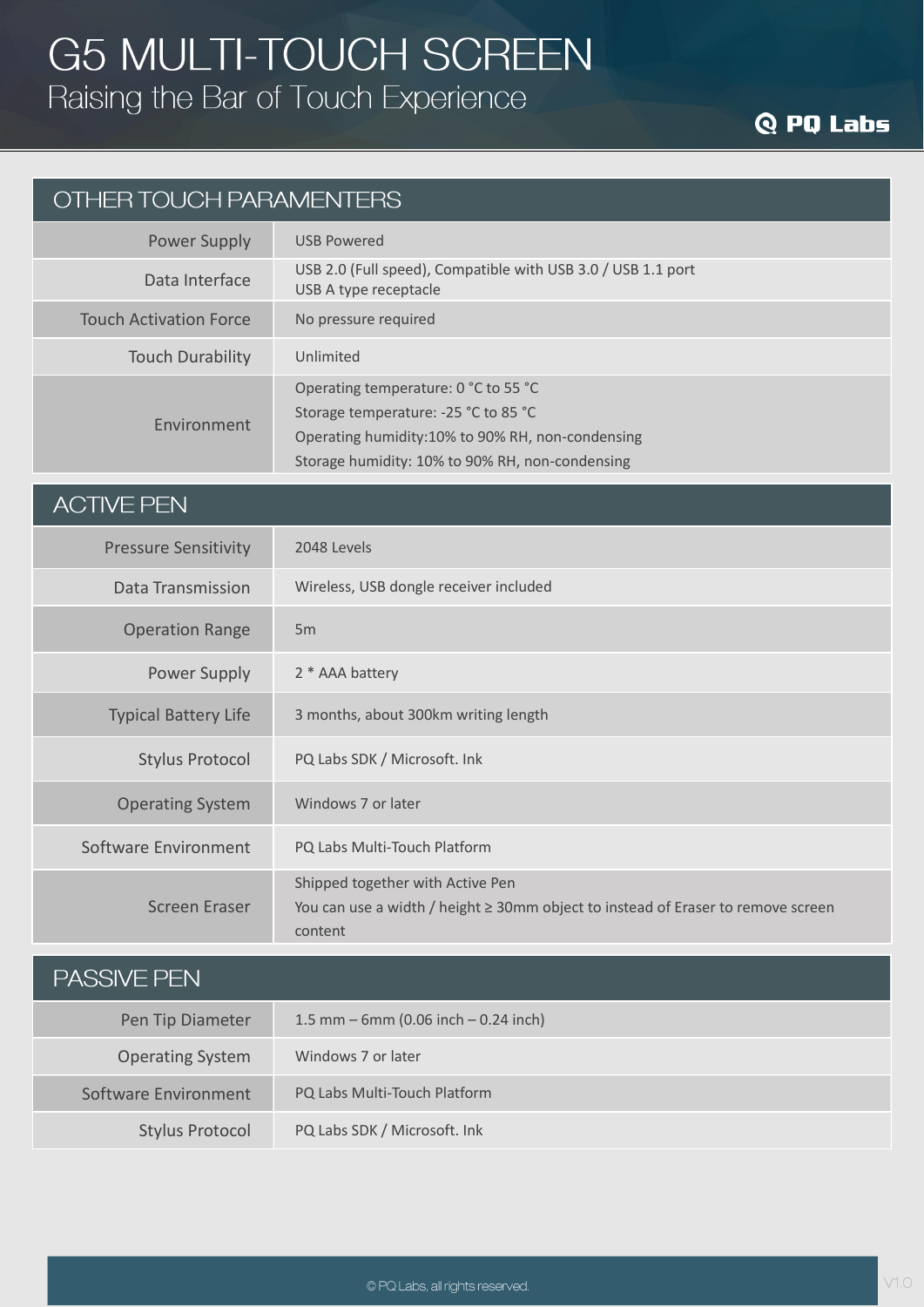# G5 MULTI-TOUCH SCREEN

Raising the Bar of Touch Experience

PQ Labs

## OTHER TOUCH PARAMENTERS

| | |
|---|---|
| Power Supply | USB Powered |
| Data Interface | USB 2.0 (Full speed), Compatible with USB 3.0 / USB 1.1 port<br>USB A type receptacle |
| Touch Activation Force | No pressure required |
| Touch Durability | Unlimited |
| Environment | Operating temperature: 0 °C to 55 °C<br>Storage temperature: -25 °C to 85 °C<br>Operating humidity:10% to 90% RH, non-condensing<br>Storage humidity: 10% to 90% RH, non-condensing |

## ACTIVE PEN

| | |
|---|---|
| Pressure Sensitivity | 2048 Levels |
| Data Transmission | Wireless, USB dongle receiver included |
| Operation Range | 5m |
| Power Supply | 2 * AAA battery |
| Typical Battery Life | 3 months, about 300km writing length |
| Stylus Protocol | PQ Labs SDK / Microsoft. Ink |
| Operating System | Windows 7 or later |
| Software Environment | PQ Labs Multi-Touch Platform |
| Screen Eraser | Shipped together with Active Pen<br>You can use a width / height ≥ 30mm object to instead of Eraser to remove screen content |

## PASSIVE PEN

| | |
|---|---|
| Pen Tip Diameter | 1.5 mm – 6mm (0.06 inch – 0.24 inch) |
| Operating System | Windows 7 or later |
| Software Environment | PQ Labs Multi-Touch Platform |
| Stylus Protocol | PQ Labs SDK / Microsoft. Ink |

© PQ Labs, all rights reserved.

V1.0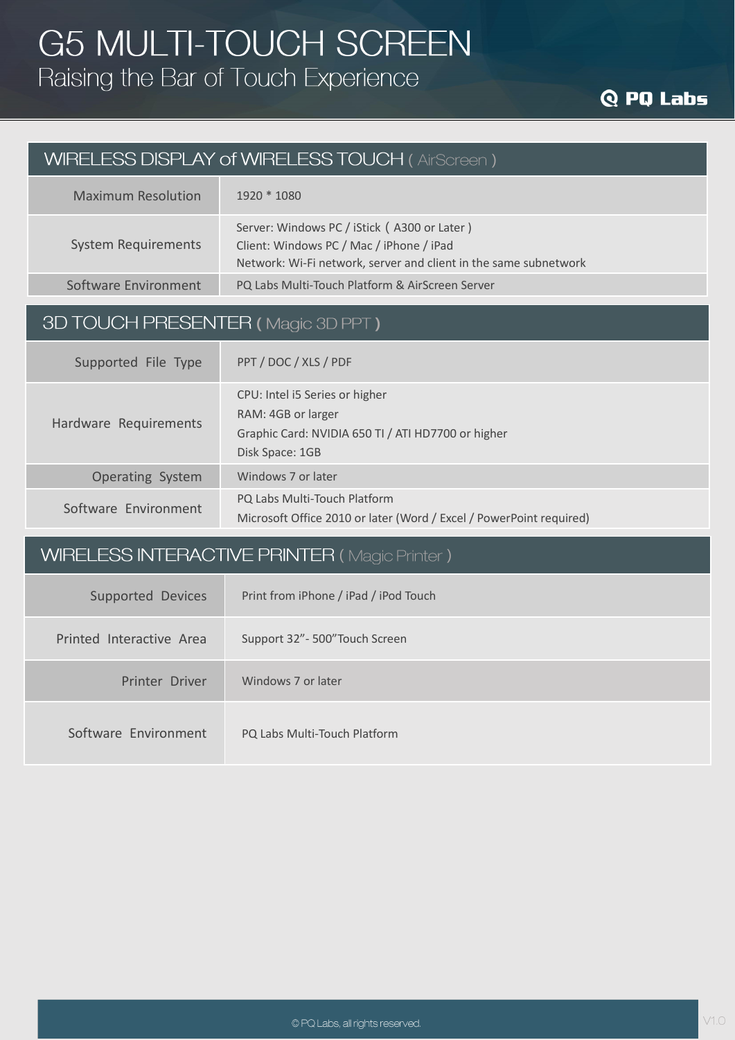# G5 MULTI-TOUCH SCREEN

## Raising the Bar of Touch Experience

PQ Labs

## WIRELESS DISPLAY of WIRELESS TOUCH ( AirScreen )

| | |
|---|---|
| Maximum Resolution | 1920 * 1080 |
| System Requirements | Server: Windows PC / iStick ( A300 or Later )<br>Client: Windows PC / Mac / iPhone / iPad<br>Network: Wi-Fi network, server and client in the same subnetwork |
| Software Environment | PQ Labs Multi-Touch Platform & AirScreen Server |

## 3D TOUCH PRESENTER ( Magic 3D PPT )

| | |
|---|---|
| Supported File Type | PPT / DOC / XLS / PDF |
| Hardware Requirements | CPU: Intel i5 Series or higher<br>RAM: 4GB or larger<br>Graphic Card: NVIDIA 650 TI / ATI HD7700 or higher<br>Disk Space: 1GB |
| Operating System | Windows 7 or later |
| Software Environment | PQ Labs Multi-Touch Platform<br>Microsoft Office 2010 or later (Word / Excel / PowerPoint required) |

## WIRELESS INTERACTIVE PRINTER ( Magic Printer )

| | |
|---|---|
| Supported Devices | Print from iPhone / iPad / iPod Touch |
| Printed Interactive Area | Support 32”- 500”Touch Screen |
| Printer Driver | Windows 7 or later |
| Software Environment | PQ Labs Multi-Touch Platform |

© PQ Labs, all rights reserved.

V1.0